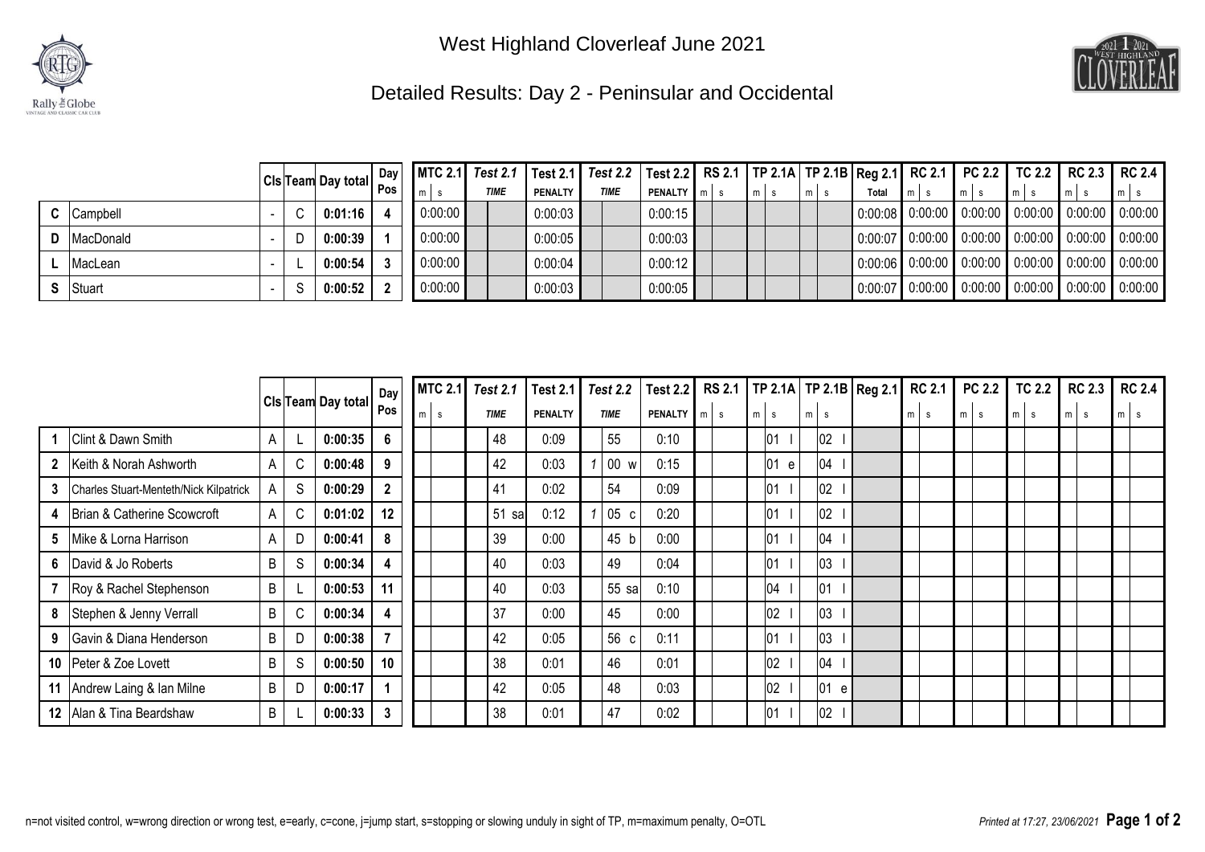# West Highland Cloverleaf June 2021

## Detailed Results: Day 2 - Peninsular and Occidental

| | | Cls | Team | Day total | Day Pos | MTC 2.1 m s | Test 2.1 TIME | Test 2.1 PENALTY | Test 2.2 TIME | Test 2.2 PENALTY | RS 2.1 m s | TP 2.1A m s | TP 2.1B m s | Reg 2.1 Total | RC 2.1 m s | PC 2.2 m s | TC 2.2 m s | RC 2.3 m s | RC 2.4 m s |
|---|---|---|---|---|---|---|---|---|---|---|---|---|---|---|---|---|---|---|---|
| C | Campbell | - | C | 0:01:16 | 4 | 0:00:00 | | 0:00:03 | | 0:00:15 | | | | 0:00:08 | 0:00:00 | 0:00:00 | 0:00:00 | 0:00:00 | 0:00:00 |
| D | MacDonald | - | D | 0:00:39 | 1 | 0:00:00 | | 0:00:05 | | 0:00:03 | | | | 0:00:07 | 0:00:00 | 0:00:00 | 0:00:00 | 0:00:00 | 0:00:00 |
| L | MacLean | - | L | 0:00:54 | 3 | 0:00:00 | | 0:00:04 | | 0:00:12 | | | | 0:00:06 | 0:00:00 | 0:00:00 | 0:00:00 | 0:00:00 | 0:00:00 |
| S | Stuart | - | S | 0:00:52 | 2 | 0:00:00 | | 0:00:03 | | 0:00:05 | | | | 0:00:07 | 0:00:00 | 0:00:00 | 0:00:00 | 0:00:00 | 0:00:00 |

| | | Cls | Team | Day total | Day Pos | MTC 2.1 m s | Test 2.1 TIME | Test 2.1 PENALTY | Test 2.2 TIME | Test 2.2 PENALTY | RS 2.1 m s | TP 2.1A m s | TP 2.1B m s | Reg 2.1 | RC 2.1 m s | PC 2.2 m s | TC 2.2 m s | RC 2.3 m s | RC 2.4 m s |
|---|---|---|---|---|---|---|---|---|---|---|---|---|---|---|---|---|---|---|---|
| 1 | Clint & Dawn Smith | A | L | 0:00:35 | 6 | | 48 | 0:09 | 55 | 0:10 | | 01 l | 02 l | | | | | | |
| 2 | Keith & Norah Ashworth | A | C | 0:00:48 | 9 | | 42 | 0:03 | 1 00 w | 0:15 | | 01 e | 04 l | | | | | | |
| 3 | Charles Stuart-Menteth/Nick Kilpatrick | A | S | 0:00:29 | 2 | | 41 | 0:02 | 54 | 0:09 | | 01 l | 02 l | | | | | | |
| 4 | Brian & Catherine Scowcroft | A | C | 0:01:02 | 12 | | 51 sa | 0:12 | 1 05 c | 0:20 | | 01 l | 02 l | | | | | | |
| 5 | Mike & Lorna Harrison | A | D | 0:00:41 | 8 | | 39 | 0:00 | 45 b | 0:00 | | 01 l | 04 l | | | | | | |
| 6 | David & Jo Roberts | B | S | 0:00:34 | 4 | | 40 | 0:03 | 49 | 0:04 | | 01 l | 03 l | | | | | | |
| 7 | Roy & Rachel Stephenson | B | L | 0:00:53 | 11 | | 40 | 0:03 | 55 sa | 0:10 | | 04 l | 01 l | | | | | | |
| 8 | Stephen & Jenny Verrall | B | C | 0:00:34 | 4 | | 37 | 0:00 | 45 | 0:00 | | 02 l | 03 l | | | | | | |
| 9 | Gavin & Diana Henderson | B | D | 0:00:38 | 7 | | 42 | 0:05 | 56 c | 0:11 | | 01 l | 03 l | | | | | | |
| 10 | Peter & Zoe Lovett | B | S | 0:00:50 | 10 | | 38 | 0:01 | 46 | 0:01 | | 02 l | 04 l | | | | | | |
| 11 | Andrew Laing & Ian Milne | B | D | 0:00:17 | 1 | | 42 | 0:05 | 48 | 0:03 | | 02 l | 01 e | | | | | | |
| 12 | Alan & Tina Beardshaw | B | L | 0:00:33 | 3 | | 38 | 0:01 | 47 | 0:02 | | 01 l | 02 l | | | | | | |

n=not visited control, w=wrong direction or wrong test, e=early, c=cone, j=jump start, s=stopping or slowing unduly in sight of TP, m=maximum penalty, O=OTL

*Printed at 17:27, 23/06/2021*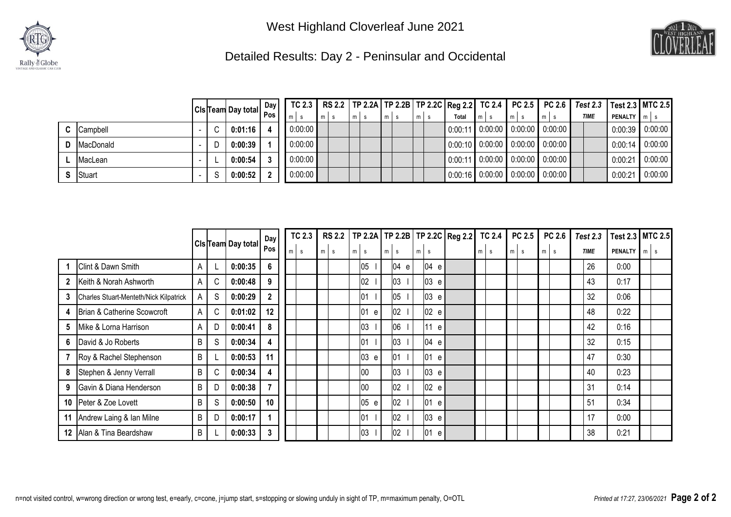# West Highland Cloverleaf June 2021

## Detailed Results: Day 2 - Peninsular and Occidental

| | | Cls | Team | Day total | Day Pos | TC 2.3 m s | RS 2.2 m s | TP 2.2A m s | TP 2.2B m s | TP 2.2C m s | Reg 2.2 Total | TC 2.4 m s | PC 2.5 m s | PC 2.6 m s | Test 2.3 TIME | Test 2.3 PENALTY | MTC 2.5 m s |
|---|---|---|---|---|---|---|---|---|---|---|---|---|---|---|---|---|---|
| C | Campbell | - | C | 0:01:16 | 4 | 0:00:00 | | | | | 0:00:11 | 0:00:00 | 0:00:00 | 0:00:00 | | 0:00:39 | 0:00:00 |
| D | MacDonald | - | D | 0:00:39 | 1 | 0:00:00 | | | | | 0:00:10 | 0:00:00 | 0:00:00 | 0:00:00 | | 0:00:14 | 0:00:00 |
| L | MacLean | - | L | 0:00:54 | 3 | 0:00:00 | | | | | 0:00:11 | 0:00:00 | 0:00:00 | 0:00:00 | | 0:00:21 | 0:00:00 |
| S | Stuart | - | S | 0:00:52 | 2 | 0:00:00 | | | | | 0:00:16 | 0:00:00 | 0:00:00 | 0:00:00 | | 0:00:21 | 0:00:00 |

| | | Cls | Team | Day total | Day Pos | TC 2.3 m s | RS 2.2 m s | TP 2.2A m s | TP 2.2B m s | TP 2.2C m s | Reg 2.2 | TC 2.4 m s | PC 2.5 m s | PC 2.6 m s | Test 2.3 TIME | Test 2.3 PENALTY | MTC 2.5 m s |
|---|---|---|---|---|---|---|---|---|---|---|---|---|---|---|---|---|---|
| 1 | Clint & Dawn Smith | A | L | 0:00:35 | 6 | | | 05 l | 04 e | 04 e | | | | | 26 | 0:00 | |
| 2 | Keith & Norah Ashworth | A | C | 0:00:48 | 9 | | | 02 l | 03 l | 03 e | | | | | 43 | 0:17 | |
| 3 | Charles Stuart-Menteth/Nick Kilpatrick | A | S | 0:00:29 | 2 | | | 01 l | 05 l | 03 e | | | | | 32 | 0:06 | |
| 4 | Brian & Catherine Scowcroft | A | C | 0:01:02 | 12 | | | 01 e | 02 l | 02 e | | | | | 48 | 0:22 | |
| 5 | Mike & Lorna Harrison | A | D | 0:00:41 | 8 | | | 03 l | 06 l | 11 e | | | | | 42 | 0:16 | |
| 6 | David & Jo Roberts | B | S | 0:00:34 | 4 | | | 01 l | 03 l | 04 e | | | | | 32 | 0:15 | |
| 7 | Roy & Rachel Stephenson | B | L | 0:00:53 | 11 | | | 03 e | 01 l | 01 e | | | | | 47 | 0:30 | |
| 8 | Stephen & Jenny Verrall | B | C | 0:00:34 | 4 | | | 00 | 03 l | 03 e | | | | | 40 | 0:23 | |
| 9 | Gavin & Diana Henderson | B | D | 0:00:38 | 7 | | | 00 | 02 l | 02 e | | | | | 31 | 0:14 | |
| 10 | Peter & Zoe Lovett | B | S | 0:00:50 | 10 | | | 05 e | 02 l | 01 e | | | | | 51 | 0:34 | |
| 11 | Andrew Laing & Ian Milne | B | D | 0:00:17 | 1 | | | 01 l | 02 l | 03 e | | | | | 17 | 0:00 | |
| 12 | Alan & Tina Beardshaw | B | L | 0:00:33 | 3 | | | 03 l | 02 l | 01 e | | | | | 38 | 0:21 | |

n=not visited control, w=wrong direction or wrong test, e=early, c=cone, j=jump start, s=stopping or slowing unduly in sight of TP, m=maximum penalty, O=OTL

*Printed at 17:27, 23/06/2021*